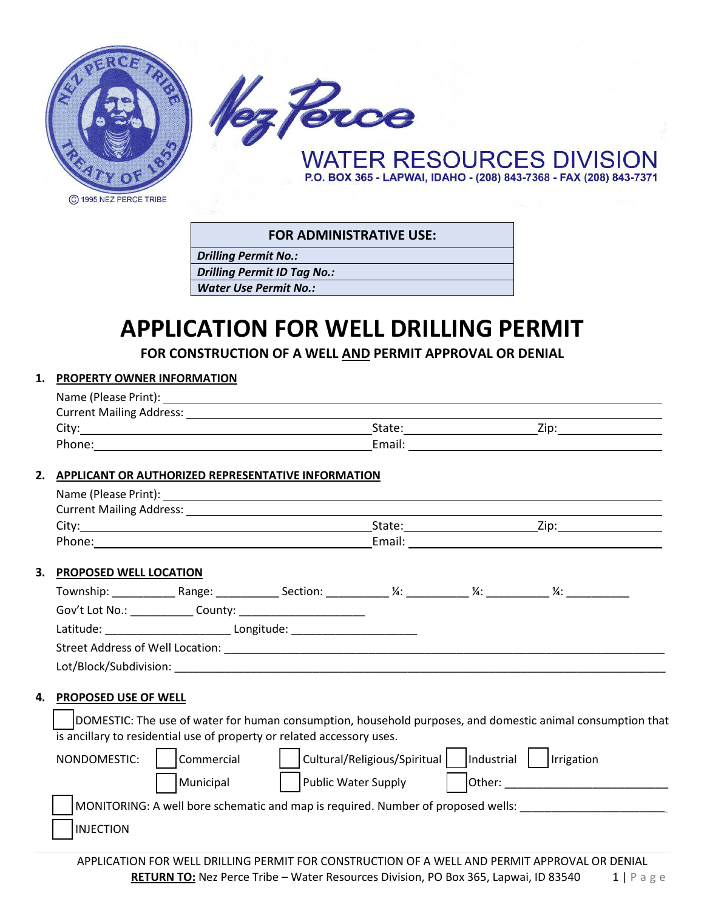Nez Perce

# WATER RESOURCES DIVISION

P.O. BOX 365 - LAPWAI, IDAHO - (208) 843-7368 - FAX (208) 843-7371

© 1995 NEZ PERCE TRIBE

| FOR ADMINISTRATIVE USE: |
|---|
| *Drilling Permit No.:* |
| *Drilling Permit ID Tag No.:* |
| *Water Use Permit No.:* |

# APPLICATION FOR WELL DRILLING PERMIT

## FOR CONSTRUCTION OF A WELL AND PERMIT APPROVAL OR DENIAL

**1. PROPERTY OWNER INFORMATION**

Name (Please Print): ______________________________

Current Mailing Address: ______________________________

City: ______________ State: ______________ Zip: ______________

Phone: ______________ Email: ______________

**2. APPLICANT OR AUTHORIZED REPRESENTATIVE INFORMATION**

Name (Please Print): ______________________________

Current Mailing Address: ______________________________

City: ______________ State: ______________ Zip: ______________

Phone: ______________ Email: ______________

**3. PROPOSED WELL LOCATION**

Township: __________ Range: __________ Section: __________ ¼: __________ ¼: __________ ¼: __________

Gov't Lot No.: __________ County: ____________________

Latitude: ____________________ Longitude: ____________________

Street Address of Well Location: ______________________________

Lot/Block/Subdivision: ______________________________

**4. PROPOSED USE OF WELL**

☐ DOMESTIC: The use of water for human consumption, household purposes, and domestic animal consumption that is ancillary to residential use of property or related accessory uses.

NONDOMESTIC: ☐ Commercial ☐ Cultural/Religious/Spiritual ☐ Industrial ☐ Irrigation

☐ Municipal ☐ Public Water Supply ☐ Other: ____________________

☐ MONITORING: A well bore schematic and map is required. Number of proposed wells: ____________________

☐ INJECTION

APPLICATION FOR WELL DRILLING PERMIT FOR CONSTRUCTION OF A WELL AND PERMIT APPROVAL OR DENIAL

**RETURN TO:** Nez Perce Tribe – Water Resources Division, PO Box 365, Lapwai, ID 83540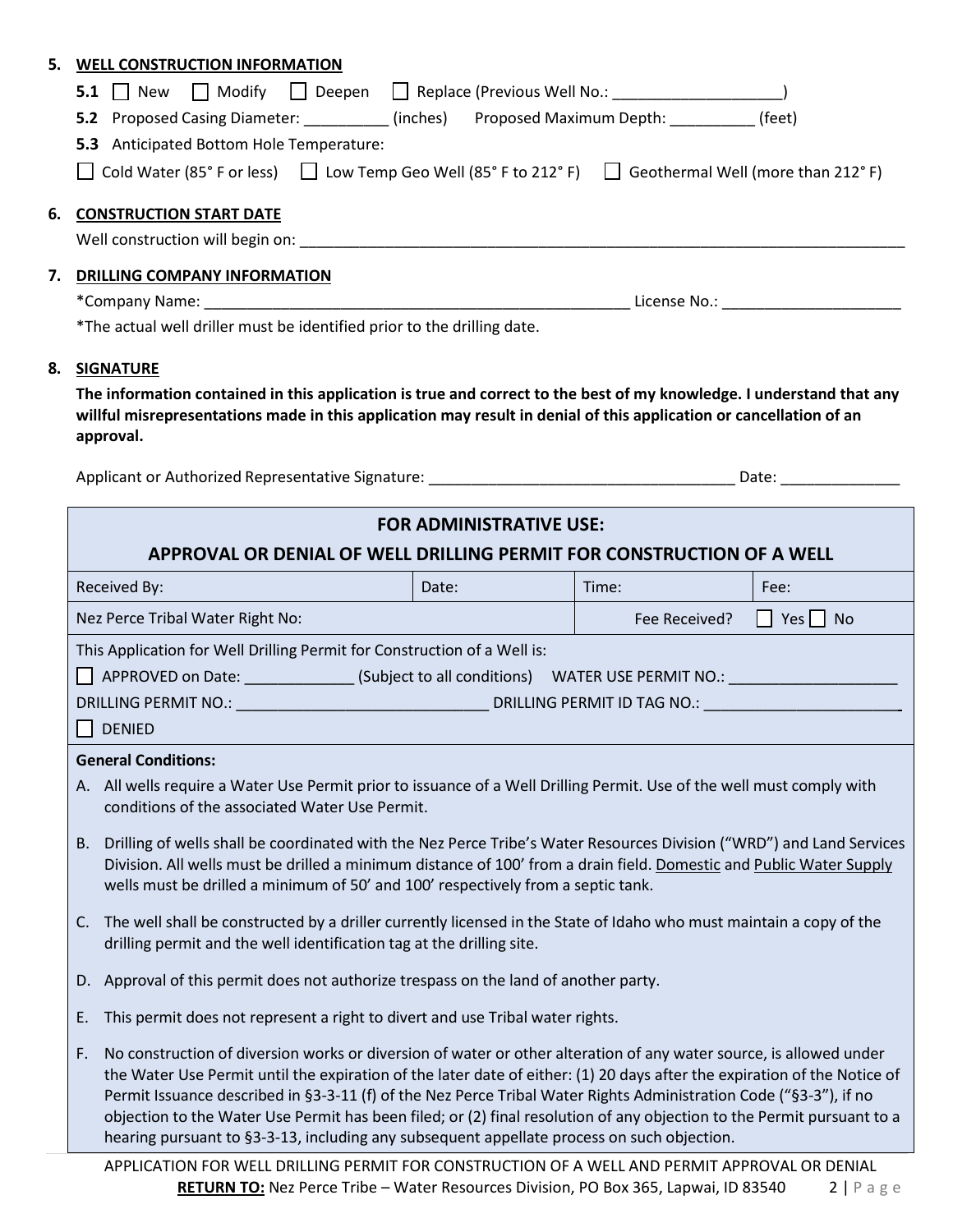5. **WELL CONSTRUCTION INFORMATION**

   **5.1** ☐ New ☐ Modify ☐ Deepen ☐ Replace (Previous Well No.: ____________________)

   **5.2** Proposed Casing Diameter: __________ (inches) Proposed Maximum Depth: __________ (feet)

   **5.3** Anticipated Bottom Hole Temperature:

   ☐ Cold Water (85° F or less) ☐ Low Temp Geo Well (85° F to 212° F) ☐ Geothermal Well (more than 212° F)

6. **CONSTRUCTION START DATE**

   Well construction will begin on: ____________________________________________________________

7. **DRILLING COMPANY INFORMATION**

   *Company Name: ____________________________________________ License No.: ____________________

   *The actual well driller must be identified prior to the drilling date.

8. **SIGNATURE**

   **The information contained in this application is true and correct to the best of my knowledge. I understand that any willful misrepresentations made in this application may result in denial of this application or cancellation of an approval.**

   Applicant or Authorized Representative Signature: ____________________________________ Date: ______________

## FOR ADMINISTRATIVE USE:

## APPROVAL OR DENIAL OF WELL DRILLING PERMIT FOR CONSTRUCTION OF A WELL

| Received By: | Date: | Time: | Fee: |
|---|---|---|---|
| Nez Perce Tribal Water Right No: | | Fee Received? | ☐ Yes ☐ No |

This Application for Well Drilling Permit for Construction of a Well is:

☐ APPROVED on Date: _____________ (Subject to all conditions) WATER USE PERMIT NO.: ____________________

DRILLING PERMIT NO.: ______________________________ DRILLING PERMIT ID TAG NO.: ________________________

☐ DENIED

**General Conditions:**

A. All wells require a Water Use Permit prior to issuance of a Well Drilling Permit. Use of the well must comply with conditions of the associated Water Use Permit.

B. Drilling of wells shall be coordinated with the Nez Perce Tribe's Water Resources Division ("WRD") and Land Services Division. All wells must be drilled a minimum distance of 100' from a drain field. Domestic and Public Water Supply wells must be drilled a minimum of 50' and 100' respectively from a septic tank.

C. The well shall be constructed by a driller currently licensed in the State of Idaho who must maintain a copy of the drilling permit and the well identification tag at the drilling site.

D. Approval of this permit does not authorize trespass on the land of another party.

E. This permit does not represent a right to divert and use Tribal water rights.

F. No construction of diversion works or diversion of water or other alteration of any water source, is allowed under the Water Use Permit until the expiration of the later date of either: (1) 20 days after the expiration of the Notice of Permit Issuance described in §3-3-11 (f) of the Nez Perce Tribal Water Rights Administration Code ("§3-3"), if no objection to the Water Use Permit has been filed; or (2) final resolution of any objection to the Permit pursuant to a hearing pursuant to §3-3-13, including any subsequent appellate process on such objection.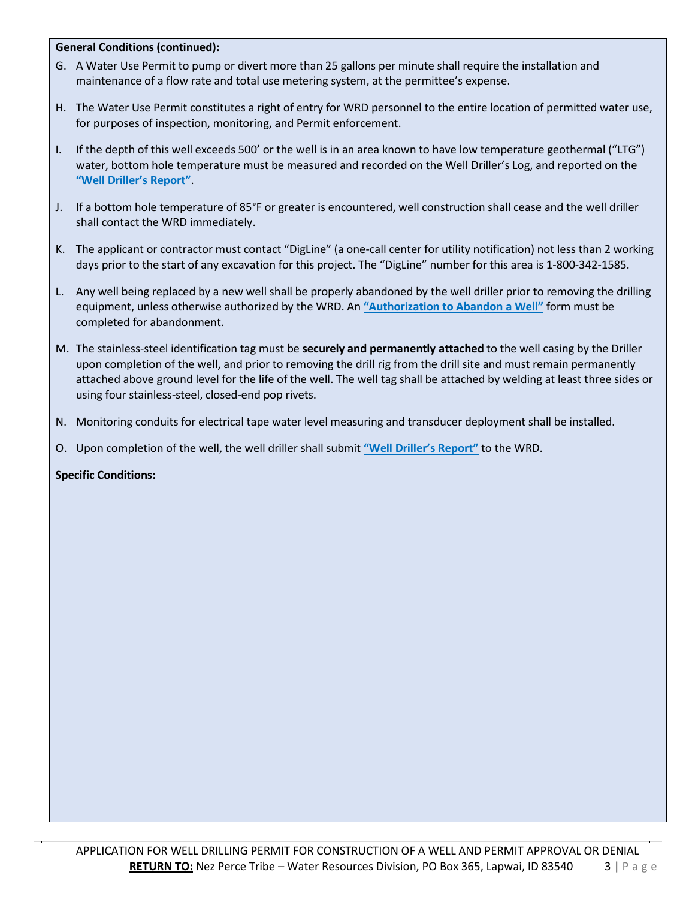**General Conditions (continued):**

G. A Water Use Permit to pump or divert more than 25 gallons per minute shall require the installation and maintenance of a flow rate and total use metering system, at the permittee's expense.

H. The Water Use Permit constitutes a right of entry for WRD personnel to the entire location of permitted water use, for purposes of inspection, monitoring, and Permit enforcement.

I. If the depth of this well exceeds 500' or the well is in an area known to have low temperature geothermal ("LTG") water, bottom hole temperature must be measured and recorded on the Well Driller's Log, and reported on the **"Well Driller's Report"**.

J. If a bottom hole temperature of 85°F or greater is encountered, well construction shall cease and the well driller shall contact the WRD immediately.

K. The applicant or contractor must contact "DigLine" (a one-call center for utility notification) not less than 2 working days prior to the start of any excavation for this project. The "DigLine" number for this area is 1-800-342-1585.

L. Any well being replaced by a new well shall be properly abandoned by the well driller prior to removing the drilling equipment, unless otherwise authorized by the WRD. An **"Authorization to Abandon a Well"** form must be completed for abandonment.

M. The stainless-steel identification tag must be **securely and permanently attached** to the well casing by the Driller upon completion of the well, and prior to removing the drill rig from the drill site and must remain permanently attached above ground level for the life of the well. The well tag shall be attached by welding at least three sides or using four stainless-steel, closed-end pop rivets.

N. Monitoring conduits for electrical tape water level measuring and transducer deployment shall be installed.

O. Upon completion of the well, the well driller shall submit **"Well Driller's Report"** to the WRD.

**Specific Conditions:**

APPLICATION FOR WELL DRILLING PERMIT FOR CONSTRUCTION OF A WELL AND PERMIT APPROVAL OR DENIAL

**RETURN TO:** Nez Perce Tribe – Water Resources Division, PO Box 365, Lapwai, ID 83540